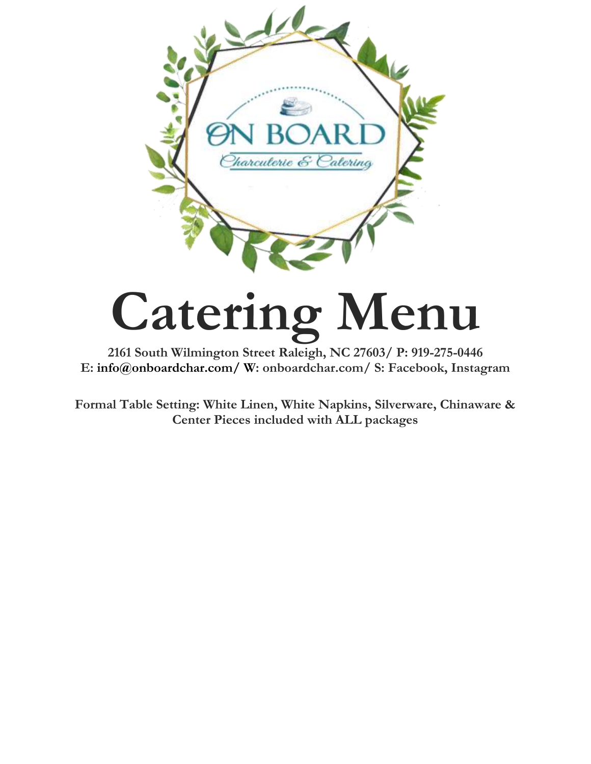# Catering Menu

**2161 South Wilmington Street Raleigh, NC 27603/ P: 919-275-0446**
**E: info@onboardchar.com/ W: onboardchar.com/ S: Facebook, Instagram**

**Formal Table Setting: White Linen, White Napkins, Silverware, Chinaware & Center Pieces included with ALL packages**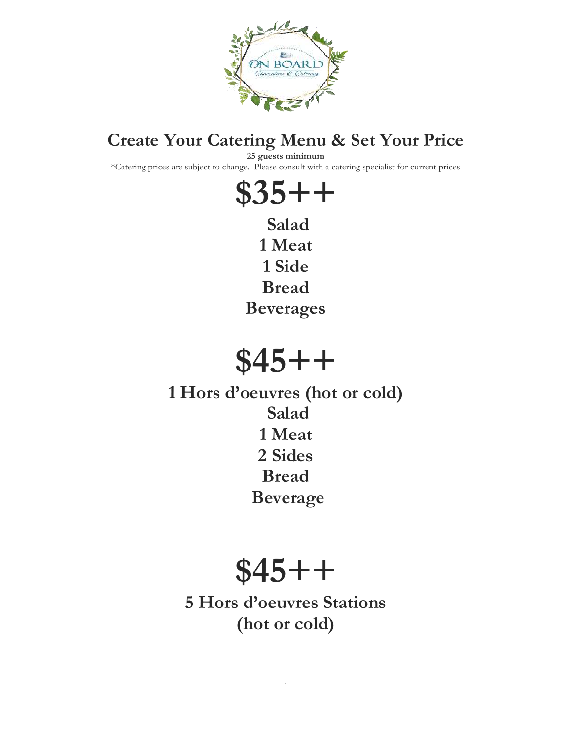# Create Your Catering Menu & Set Your Price

**25 guests minimum**

*Catering prices are subject to change. Please consult with a catering specialist for current prices

## $35++

**Salad**
**1 Meat**
**1 Side**
**Bread**
**Beverages**

## $45++

**1 Hors d'oeuvres (hot or cold)**
**Salad**
**1 Meat**
**2 Sides**
**Bread**
**Beverage**

## $45++

**5 Hors d'oeuvres Stations**
**(hot or cold)**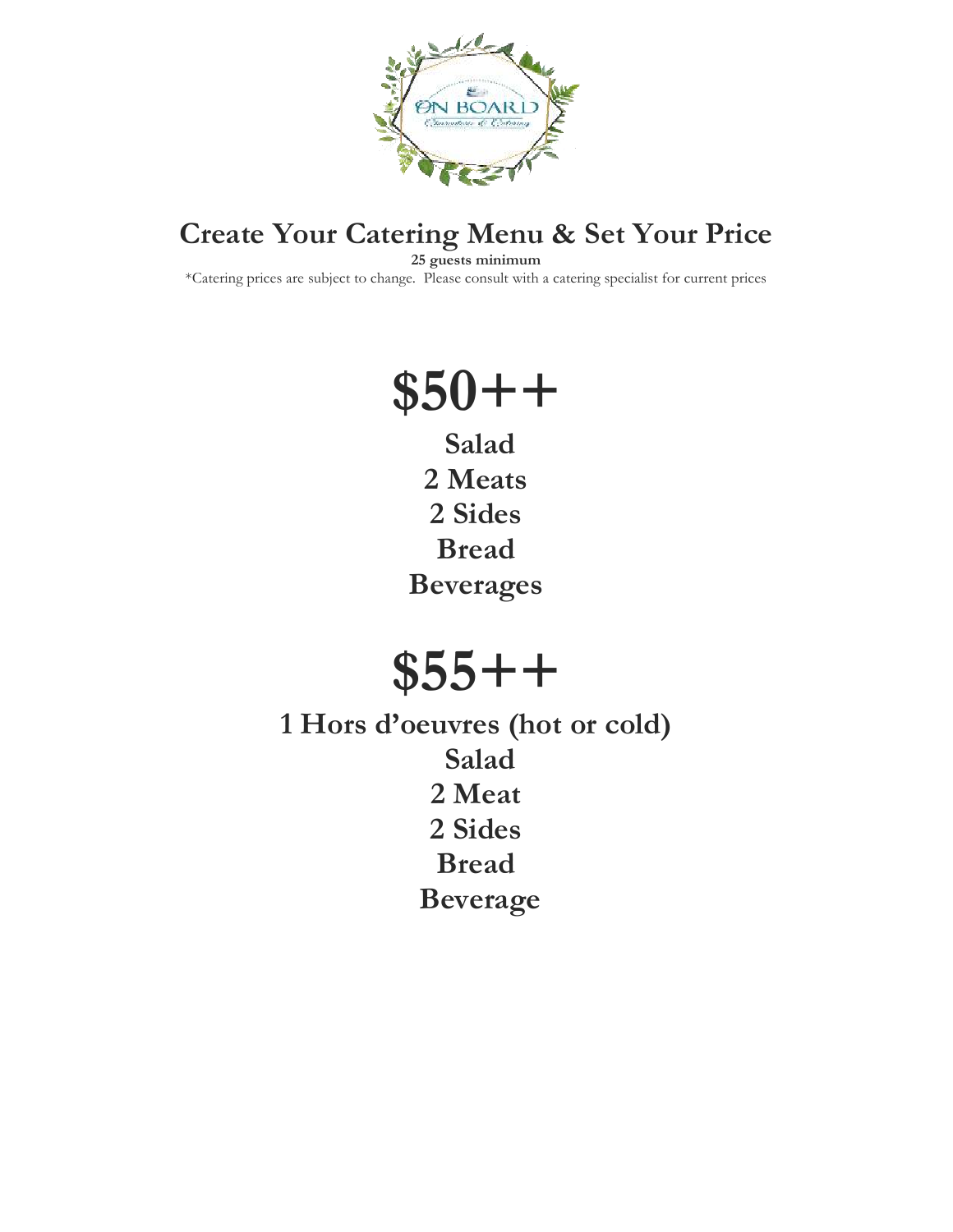# Create Your Catering Menu & Set Your Price

**25 guests minimum**

*Catering prices are subject to change. Please consult with a catering specialist for current prices

## $50++

**Salad**
**2 Meats**
**2 Sides**
**Bread**
**Beverages**

## $55++

**1 Hors d'oeuvres (hot or cold)**
**Salad**
**2 Meat**
**2 Sides**
**Bread**
**Beverage**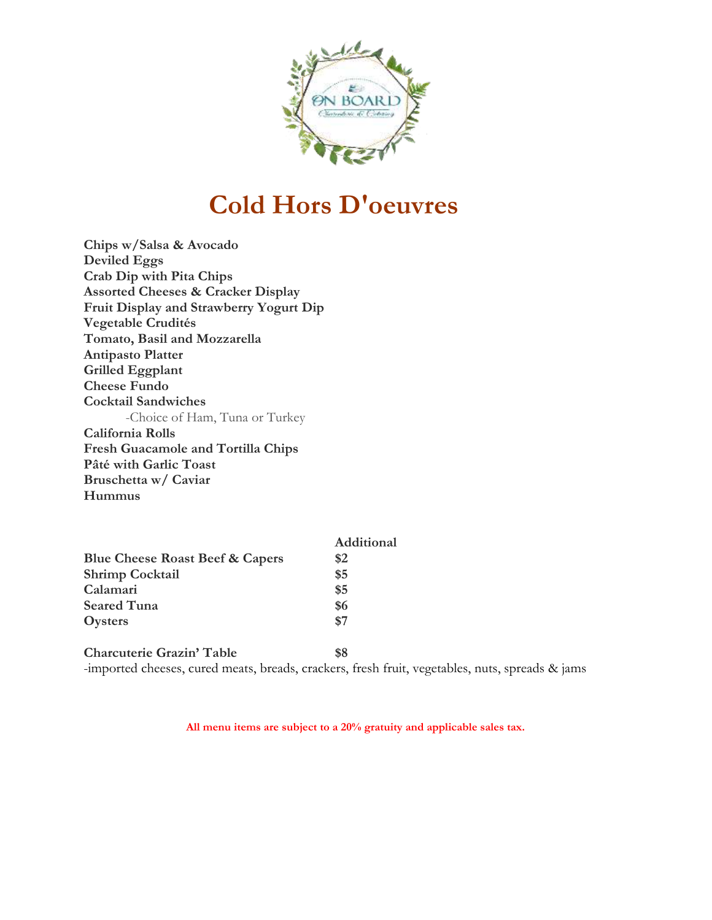# Cold Hors D'oeuvres

**Chips w/Salsa & Avocado**
**Deviled Eggs**
**Crab Dip with Pita Chips**
**Assorted Cheeses & Cracker Display**
**Fruit Display and Strawberry Yogurt Dip**
**Vegetable Crudités**
**Tomato, Basil and Mozzarella**
**Antipasto Platter**
**Grilled Eggplant**
**Cheese Fundo**
**Cocktail Sandwiches**
-Choice of Ham, Tuna or Turkey
**California Rolls**
**Fresh Guacamole and Tortilla Chips**
**Pâté with Garlic Toast**
**Bruschetta w/ Caviar**
**Hummus**

| | **Additional** |
|---|---|
| **Blue Cheese Roast Beef & Capers** | **$2** |
| **Shrimp Cocktail** | **$5** |
| **Calamari** | **$5** |
| **Seared Tuna** | **$6** |
| **Oysters** | **$7** |

**Charcuterie Grazin' Table** **$8**
-imported cheeses, cured meats, breads, crackers, fresh fruit, vegetables, nuts, spreads & jams

**All menu items are subject to a 20% gratuity and applicable sales tax.**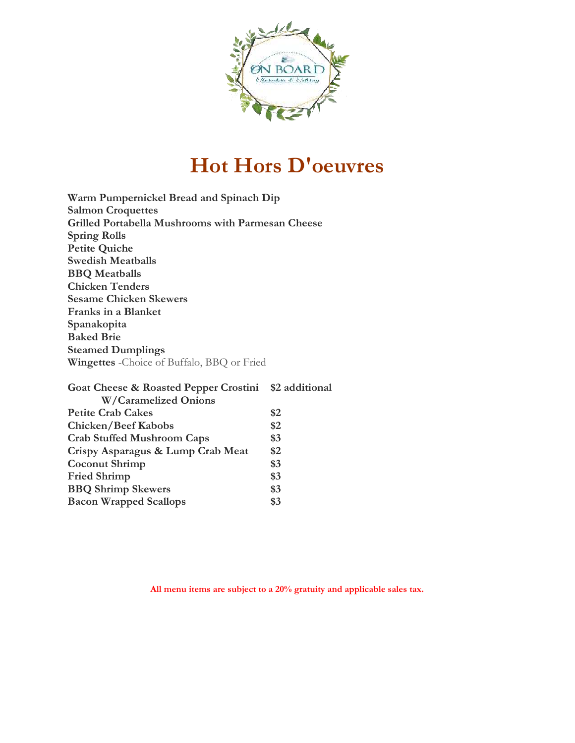# Hot Hors D'oeuvres

**Warm Pumpernickel Bread and Spinach Dip**
**Salmon Croquettes**
**Grilled Portabella Mushrooms with Parmesan Cheese**
**Spring Rolls**
**Petite Quiche**
**Swedish Meatballs**
**BBQ Meatballs**
**Chicken Tenders**
**Sesame Chicken Skewers**
**Franks in a Blanket**
**Spanakopita**
**Baked Brie**
**Steamed Dumplings**
**Wingettes** -Choice of Buffalo, BBQ or Fried

| | |
|---|---|
| **Goat Cheese & Roasted Pepper Crostini W/Caramelized Onions** | **$2 additional** |
| **Petite Crab Cakes** | **$2** |
| **Chicken/Beef Kabobs** | **$2** |
| **Crab Stuffed Mushroom Caps** | **$3** |
| **Crispy Asparagus & Lump Crab Meat** | **$2** |
| **Coconut Shrimp** | **$3** |
| **Fried Shrimp** | **$3** |
| **BBQ Shrimp Skewers** | **$3** |
| **Bacon Wrapped Scallops** | **$3** |

**All menu items are subject to a 20% gratuity and applicable sales tax.**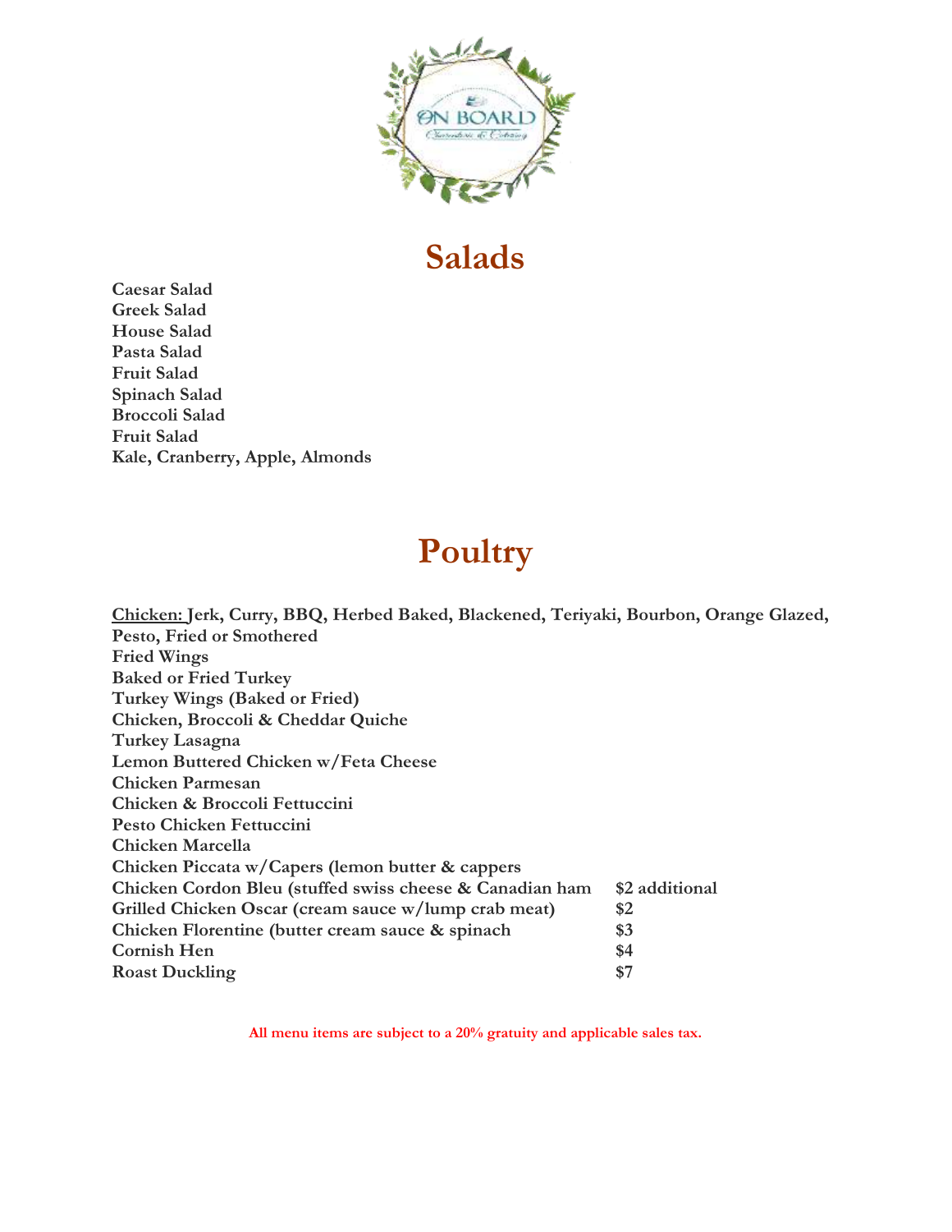## Salads

**Caesar Salad**
**Greek Salad**
**House Salad**
**Pasta Salad**
**Fruit Salad**
**Spinach Salad**
**Broccoli Salad**
**Fruit Salad**
**Kale, Cranberry, Apple, Almonds**

## Poultry

**Chicken: Jerk, Curry, BBQ, Herbed Baked, Blackened, Teriyaki, Bourbon, Orange Glazed, Pesto, Fried or Smothered**
**Fried Wings**
**Baked or Fried Turkey**
**Turkey Wings (Baked or Fried)**
**Chicken, Broccoli & Cheddar Quiche**
**Turkey Lasagna**
**Lemon Buttered Chicken w/Feta Cheese**
**Chicken Parmesan**
**Chicken & Broccoli Fettuccini**
**Pesto Chicken Fettuccini**
**Chicken Marcella**
**Chicken Piccata w/Capers (lemon butter & cappers**

| | |
|---|---|
| **Chicken Cordon Bleu (stuffed swiss cheese & Canadian ham** | **$2 additional** |
| **Grilled Chicken Oscar (cream sauce w/lump crab meat)** | **$2** |
| **Chicken Florentine (butter cream sauce & spinach** | **$3** |
| **Cornish Hen** | **$4** |
| **Roast Duckling** | **$7** |

**All menu items are subject to a 20% gratuity and applicable sales tax.**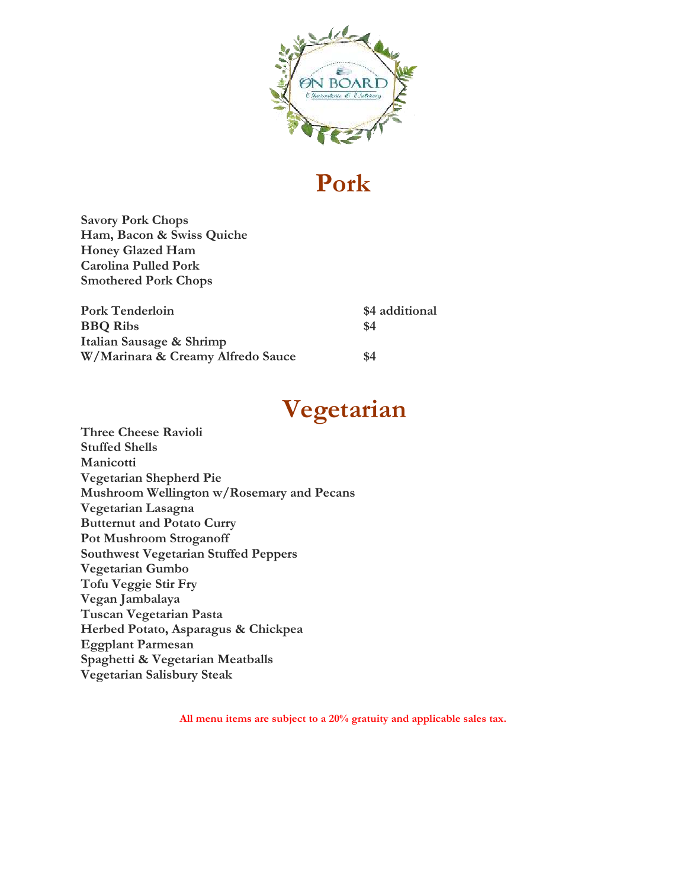# Pork

**Savory Pork Chops**
**Ham, Bacon & Swiss Quiche**
**Honey Glazed Ham**
**Carolina Pulled Pork**
**Smothered Pork Chops**

| | |
|---|---|
| **Pork Tenderloin** | **$4 additional** |
| **BBQ Ribs** | **$4** |
| **Italian Sausage & Shrimp W/Marinara & Creamy Alfredo Sauce** | **$4** |

# Vegetarian

**Three Cheese Ravioli**
**Stuffed Shells**
**Manicotti**
**Vegetarian Shepherd Pie**
**Mushroom Wellington w/Rosemary and Pecans**
**Vegetarian Lasagna**
**Butternut and Potato Curry**
**Pot Mushroom Stroganoff**
**Southwest Vegetarian Stuffed Peppers**
**Vegetarian Gumbo**
**Tofu Veggie Stir Fry**
**Vegan Jambalaya**
**Tuscan Vegetarian Pasta**
**Herbed Potato, Asparagus & Chickpea**
**Eggplant Parmesan**
**Spaghetti & Vegetarian Meatballs**
**Vegetarian Salisbury Steak**

**All menu items are subject to a 20% gratuity and applicable sales tax.**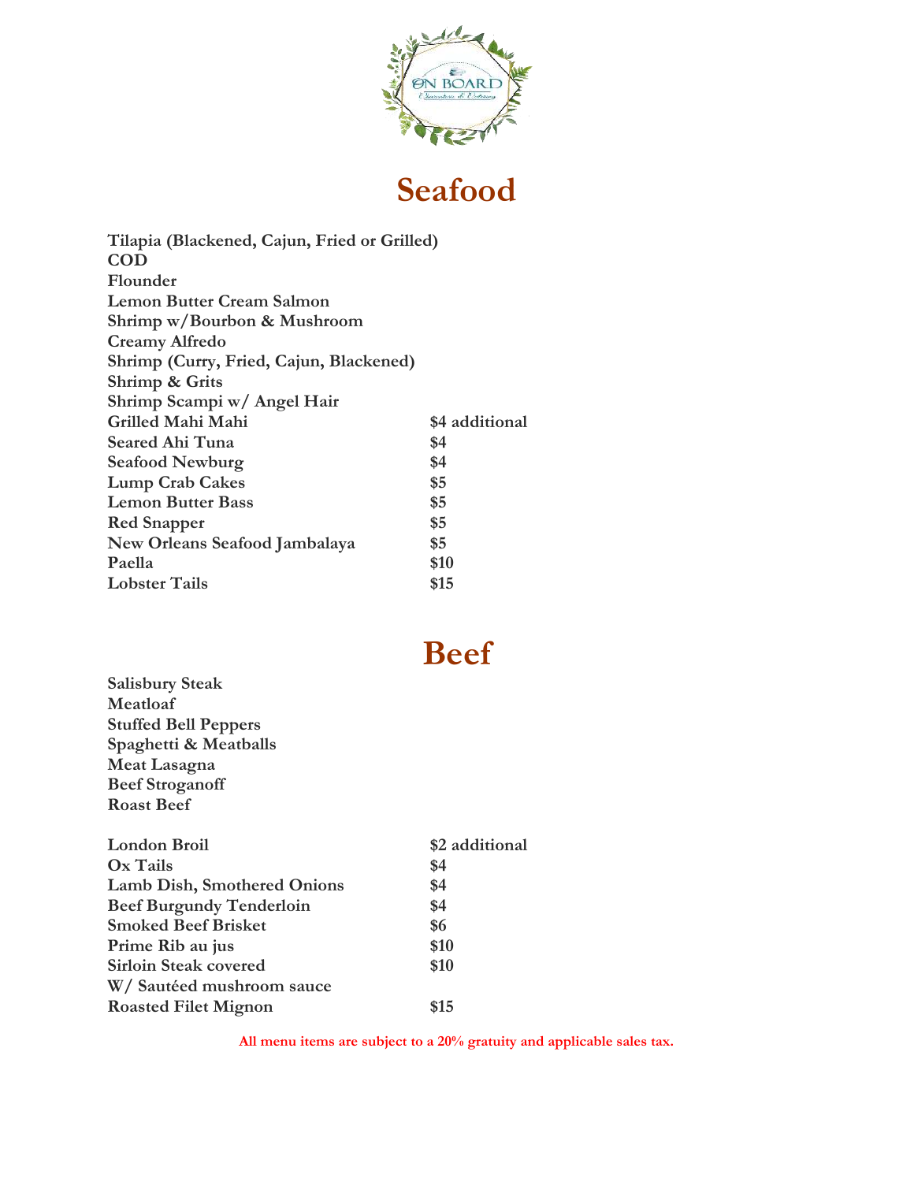# Seafood

| | |
|---|---|
| **Tilapia (Blackened, Cajun, Fried or Grilled)** | |
| **COD** | |
| **Flounder** | |
| **Lemon Butter Cream Salmon** | |
| **Shrimp w/Bourbon & Mushroom** | |
| **Creamy Alfredo** | |
| **Shrimp (Curry, Fried, Cajun, Blackened)** | |
| **Shrimp & Grits** | |
| **Shrimp Scampi w/ Angel Hair** | |
| **Grilled Mahi Mahi** | **$4 additional** |
| **Seared Ahi Tuna** | **$4** |
| **Seafood Newburg** | **$4** |
| **Lump Crab Cakes** | **$5** |
| **Lemon Butter Bass** | **$5** |
| **Red Snapper** | **$5** |
| **New Orleans Seafood Jambalaya** | **$5** |
| **Paella** | **$10** |
| **Lobster Tails** | **$15** |

# Beef

**Salisbury Steak**
**Meatloaf**
**Stuffed Bell Peppers**
**Spaghetti & Meatballs**
**Meat Lasagna**
**Beef Stroganoff**
**Roast Beef**

| | |
|---|---|
| **London Broil** | **$2 additional** |
| **Ox Tails** | **$4** |
| **Lamb Dish, Smothered Onions** | **$4** |
| **Beef Burgundy Tenderloin** | **$4** |
| **Smoked Beef Brisket** | **$6** |
| **Prime Rib au jus** | **$10** |
| **Sirloin Steak covered W/ Sautéed mushroom sauce** | **$10** |
| **Roasted Filet Mignon** | **$15** |

**All menu items are subject to a 20% gratuity and applicable sales tax.**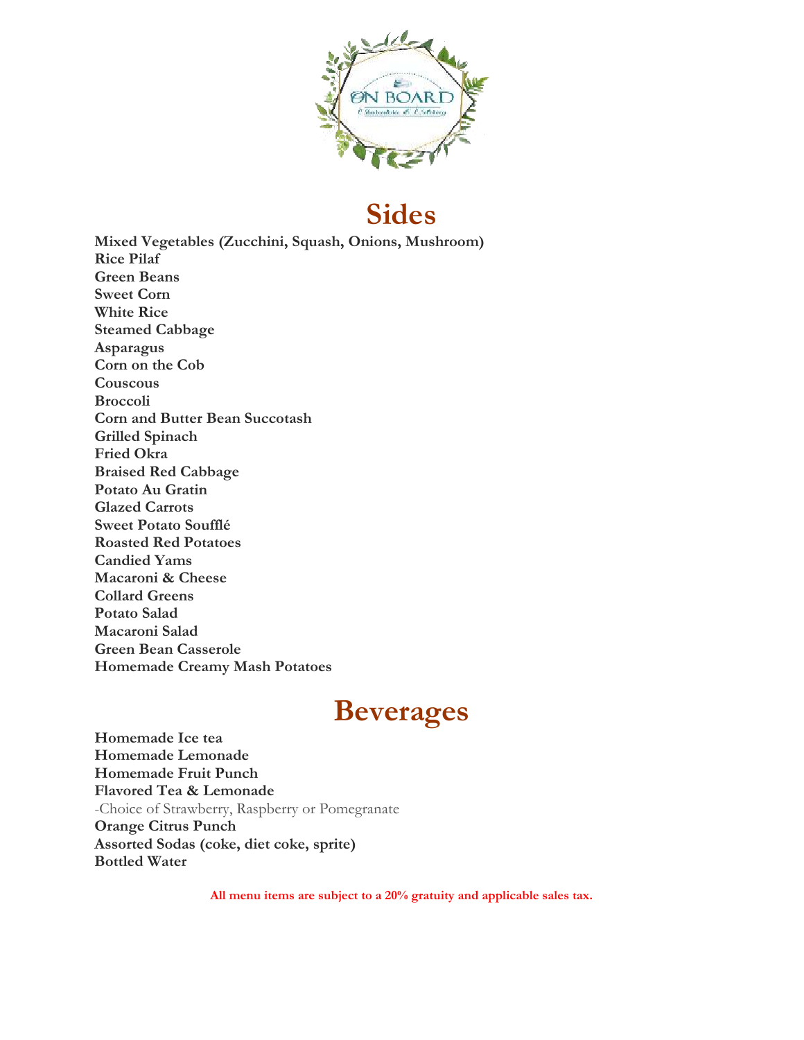# Sides

**Mixed Vegetables (Zucchini, Squash, Onions, Mushroom)**
**Rice Pilaf**
**Green Beans**
**Sweet Corn**
**White Rice**
**Steamed Cabbage**
**Asparagus**
**Corn on the Cob**
**Couscous**
**Broccoli**
**Corn and Butter Bean Succotash**
**Grilled Spinach**
**Fried Okra**
**Braised Red Cabbage**
**Potato Au Gratin**
**Glazed Carrots**
**Sweet Potato Soufflé**
**Roasted Red Potatoes**
**Candied Yams**
**Macaroni & Cheese**
**Collard Greens**
**Potato Salad**
**Macaroni Salad**
**Green Bean Casserole**
**Homemade Creamy Mash Potatoes**

# Beverages

**Homemade Ice tea**
**Homemade Lemonade**
**Homemade Fruit Punch**
**Flavored Tea & Lemonade**
-Choice of Strawberry, Raspberry or Pomegranate
**Orange Citrus Punch**
**Assorted Sodas (coke, diet coke, sprite)**
**Bottled Water**

**All menu items are subject to a 20% gratuity and applicable sales tax.**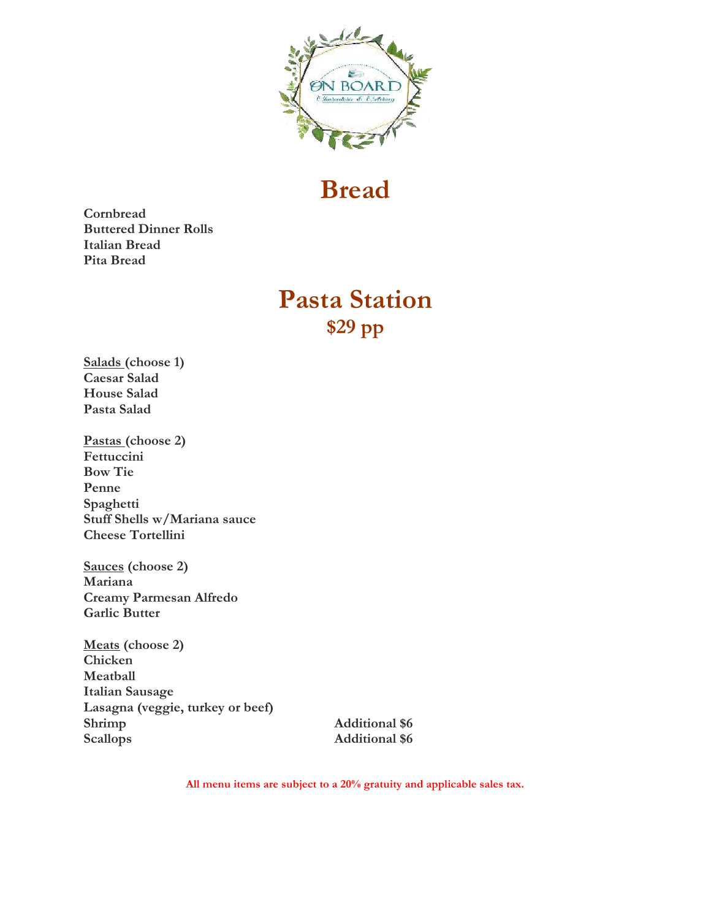# Bread

**Cornbread**
**Buttered Dinner Rolls**
**Italian Bread**
**Pita Bread**

# Pasta Station
## $29 pp

**Salads (choose 1)**
**Caesar Salad**
**House Salad**
**Pasta Salad**

**Pastas (choose 2)**
**Fettuccini**
**Bow Tie**
**Penne**
**Spaghetti**
**Stuff Shells w/Mariana sauce**
**Cheese Tortellini**

**Sauces (choose 2)**
**Mariana**
**Creamy Parmesan Alfredo**
**Garlic Butter**

**Meats (choose 2)**
**Chicken**
**Meatball**
**Italian Sausage**
**Lasagna (veggie, turkey or beef)**
**Shrimp** — **Additional $6**
**Scallops** — **Additional $6**

**All menu items are subject to a 20% gratuity and applicable sales tax.**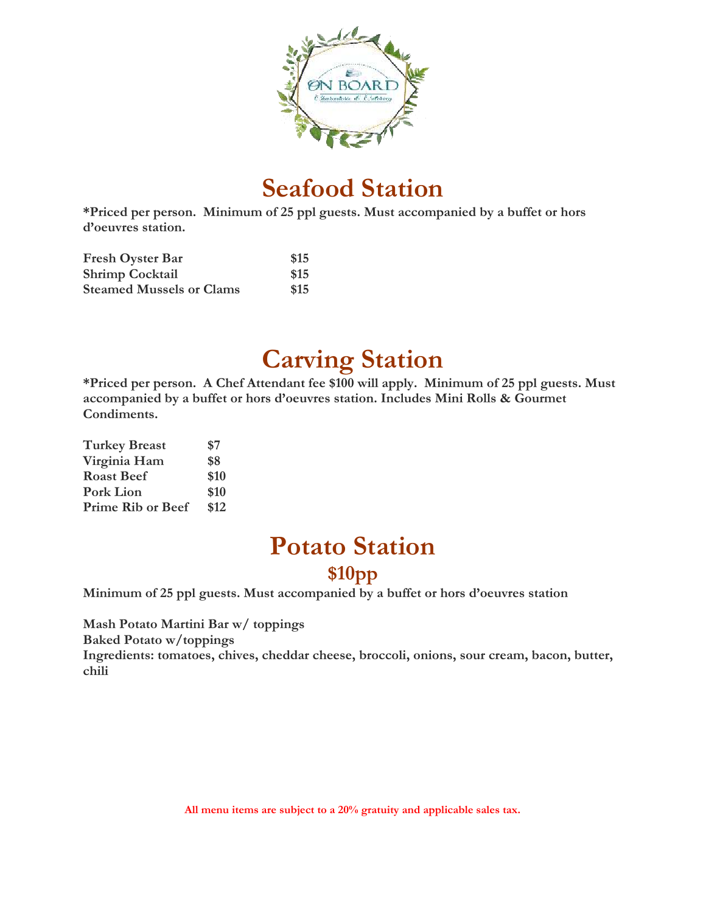# Seafood Station

**\*Priced per person. Minimum of 25 ppl guests. Must accompanied by a buffet or hors d'oeuvres station.**

| | |
|---|---|
| **Fresh Oyster Bar** | **$15** |
| **Shrimp Cocktail** | **$15** |
| **Steamed Mussels or Clams** | **$15** |

# Carving Station

**\*Priced per person. A Chef Attendant fee $100 will apply. Minimum of 25 ppl guests. Must accompanied by a buffet or hors d'oeuvres station. Includes Mini Rolls & Gourmet Condiments.**

| | |
|---|---|
| **Turkey Breast** | **$7** |
| **Virginia Ham** | **$8** |
| **Roast Beef** | **$10** |
| **Pork Lion** | **$10** |
| **Prime Rib or Beef** | **$12** |

# Potato Station

## $10pp

**Minimum of 25 ppl guests. Must accompanied by a buffet or hors d'oeuvres station**

**Mash Potato Martini Bar w/ toppings**
**Baked Potato w/toppings**
**Ingredients: tomatoes, chives, cheddar cheese, broccoli, onions, sour cream, bacon, butter, chili**

**All menu items are subject to a 20% gratuity and applicable sales tax.**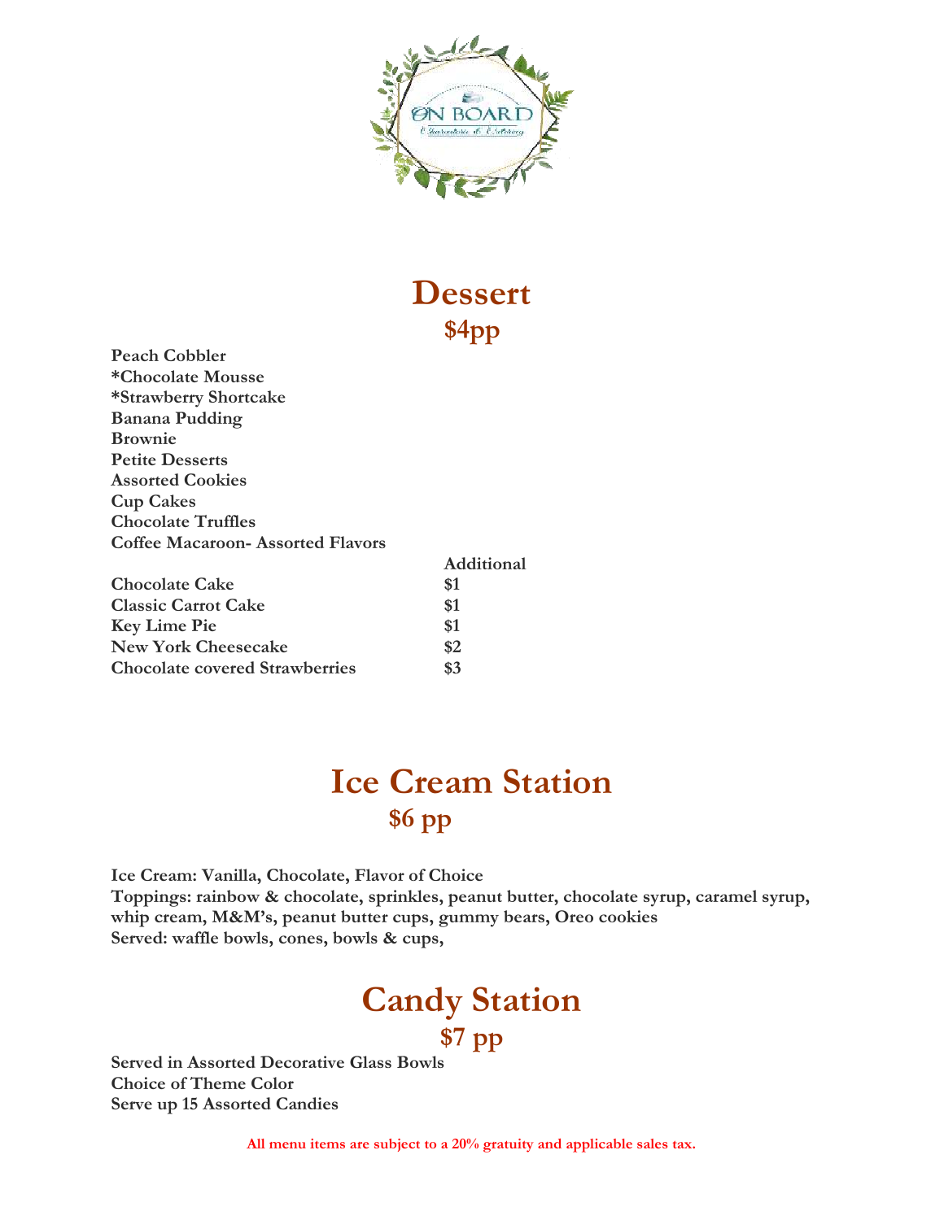# Dessert

## $4pp

**Peach Cobbler**
***Chocolate Mousse**
***Strawberry Shortcake**
**Banana Pudding**
**Brownie**
**Petite Desserts**
**Assorted Cookies**
**Cup Cakes**
**Chocolate Truffles**
**Coffee Macaroon- Assorted Flavors**

| | Additional |
|---|---|
| Chocolate Cake | $1 |
| Classic Carrot Cake | $1 |
| Key Lime Pie | $1 |
| New York Cheesecake | $2 |
| Chocolate covered Strawberries | $3 |

# Ice Cream Station

## $6 pp

**Ice Cream: Vanilla, Chocolate, Flavor of Choice**
**Toppings: rainbow & chocolate, sprinkles, peanut butter, chocolate syrup, caramel syrup, whip cream, M&M's, peanut butter cups, gummy bears, Oreo cookies**
**Served: waffle bowls, cones, bowls & cups,**

# Candy Station

## $7 pp

**Served in Assorted Decorative Glass Bowls**
**Choice of Theme Color**
**Serve up 15 Assorted Candies**

**All menu items are subject to a 20% gratuity and applicable sales tax.**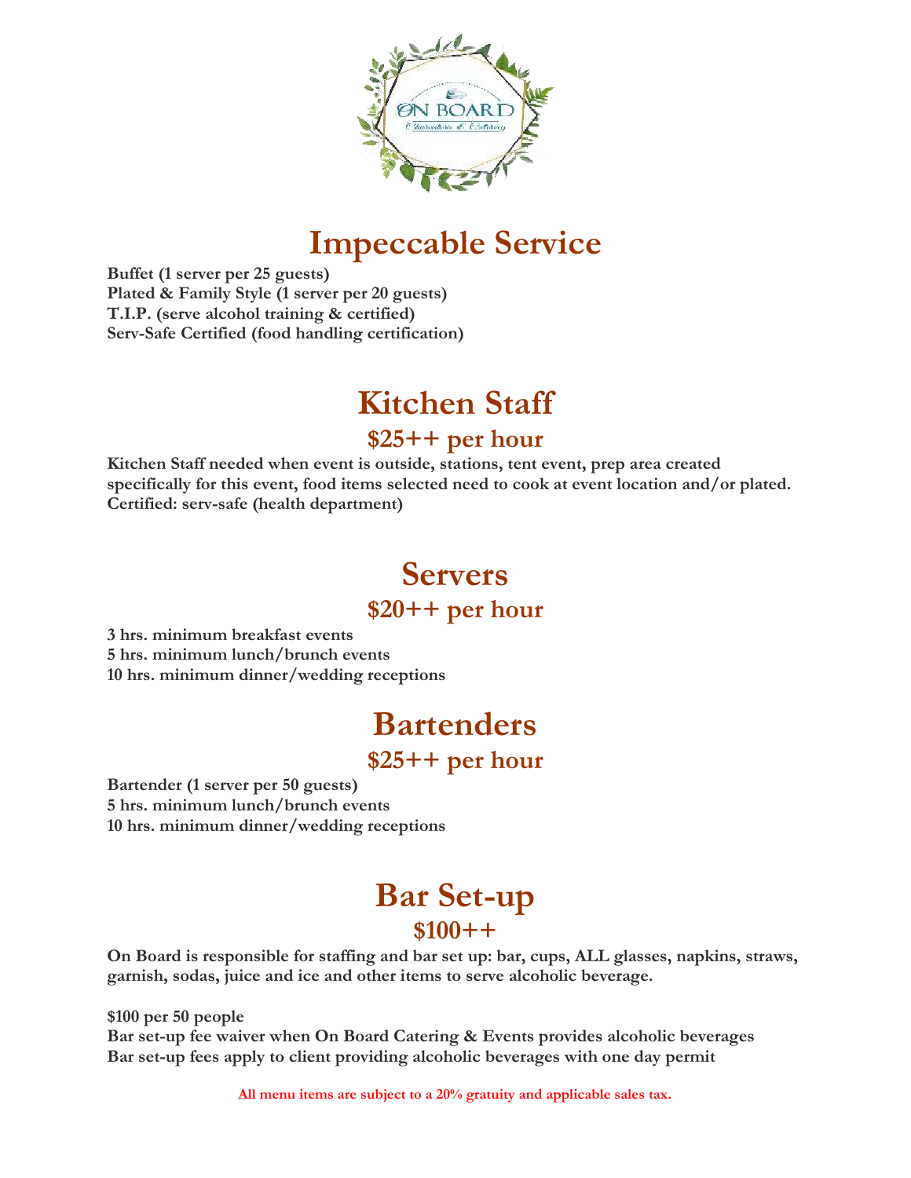# Impeccable Service

**Buffet (1 server per 25 guests)**
**Plated & Family Style (1 server per 20 guests)**
**T.I.P. (serve alcohol training & certified)**
**Serv-Safe Certified (food handling certification)**

# Kitchen Staff

## $25++ per hour

**Kitchen Staff needed when event is outside, stations, tent event, prep area created specifically for this event, food items selected need to cook at event location and/or plated. Certified: serv-safe (health department)**

# Servers

## $20++ per hour

**3 hrs. minimum breakfast events**
**5 hrs. minimum lunch/brunch events**
**10 hrs. minimum dinner/wedding receptions**

# Bartenders

## $25++ per hour

**Bartender (1 server per 50 guests)**
**5 hrs. minimum lunch/brunch events**
**10 hrs. minimum dinner/wedding receptions**

# Bar Set-up

## $100++

**On Board is responsible for staffing and bar set up: bar, cups, ALL glasses, napkins, straws, garnish, sodas, juice and ice and other items to serve alcoholic beverage.**

**$100 per 50 people**
**Bar set-up fee waiver when On Board Catering & Events provides alcoholic beverages**
**Bar set-up fees apply to client providing alcoholic beverages with one day permit**

**All menu items are subject to a 20% gratuity and applicable sales tax.**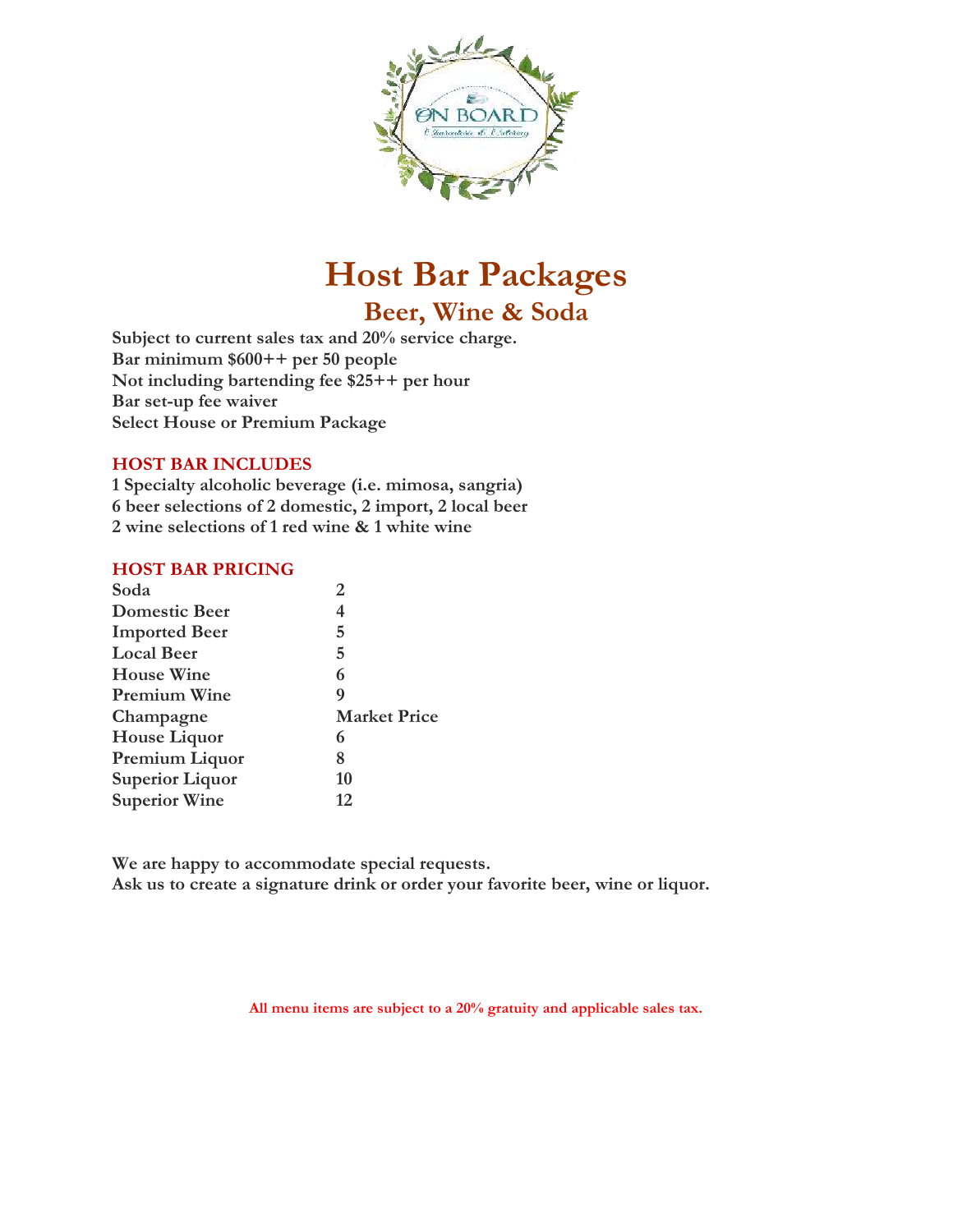# Host Bar Packages

## Beer, Wine & Soda

**Subject to current sales tax and 20% service charge.**
**Bar minimum $600++ per 50 people**
**Not including bartending fee $25++ per hour**
**Bar set-up fee waiver**
**Select House or Premium Package**

### HOST BAR INCLUDES

**1 Specialty alcoholic beverage (i.e. mimosa, sangria)**
**6 beer selections of 2 domestic, 2 import, 2 local beer**
**2 wine selections of 1 red wine & 1 white wine**

### HOST BAR PRICING

| | |
|---|---|
| Soda | 2 |
| Domestic Beer | 4 |
| Imported Beer | 5 |
| Local Beer | 5 |
| House Wine | 6 |
| Premium Wine | 9 |
| Champagne | Market Price |
| House Liquor | 6 |
| Premium Liquor | 8 |
| Superior Liquor | 10 |
| Superior Wine | 12 |

**We are happy to accommodate special requests.**
**Ask us to create a signature drink or order your favorite beer, wine or liquor.**

**All menu items are subject to a 20% gratuity and applicable sales tax.**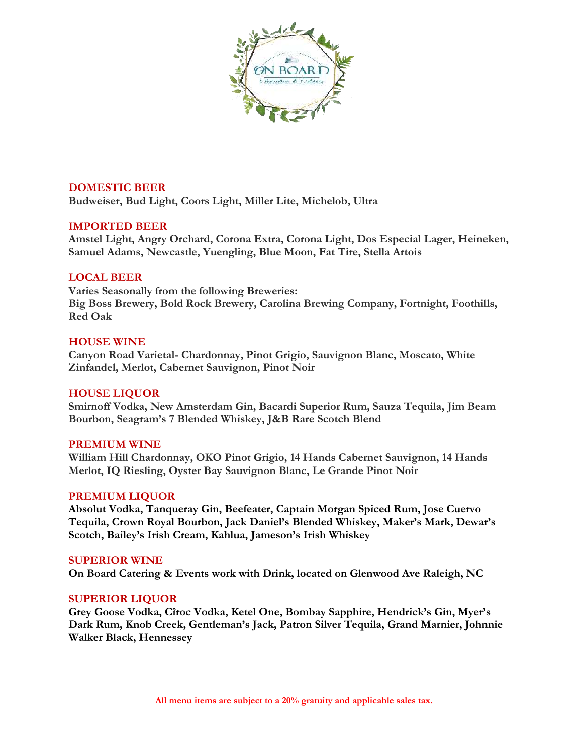## DOMESTIC BEER

**Budweiser, Bud Light, Coors Light, Miller Lite, Michelob, Ultra**

## IMPORTED BEER

**Amstel Light, Angry Orchard, Corona Extra, Corona Light, Dos Especial Lager, Heineken, Samuel Adams, Newcastle, Yuengling, Blue Moon, Fat Tire, Stella Artois**

## LOCAL BEER

**Varies Seasonally from the following Breweries:**
**Big Boss Brewery, Bold Rock Brewery, Carolina Brewing Company, Fortnight, Foothills, Red Oak**

## HOUSE WINE

**Canyon Road Varietal- Chardonnay, Pinot Grigio, Sauvignon Blanc, Moscato, White Zinfandel, Merlot, Cabernet Sauvignon, Pinot Noir**

## HOUSE LIQUOR

**Smirnoff Vodka, New Amsterdam Gin, Bacardi Superior Rum, Sauza Tequila, Jim Beam Bourbon, Seagram's 7 Blended Whiskey, J&B Rare Scotch Blend**

## PREMIUM WINE

**William Hill Chardonnay, OKO Pinot Grigio, 14 Hands Cabernet Sauvignon, 14 Hands Merlot, IQ Riesling, Oyster Bay Sauvignon Blanc, Le Grande Pinot Noir**

## PREMIUM LIQUOR

**Absolut Vodka, Tanqueray Gin, Beefeater, Captain Morgan Spiced Rum, Jose Cuervo Tequila, Crown Royal Bourbon, Jack Daniel's Blended Whiskey, Maker's Mark, Dewar's Scotch, Bailey's Irish Cream, Kahlua, Jameson's Irish Whiskey**

## SUPERIOR WINE

**On Board Catering & Events work with Drink, located on Glenwood Ave Raleigh, NC**

## SUPERIOR LIQUOR

**Grey Goose Vodka, Cîroc Vodka, Ketel One, Bombay Sapphire, Hendrick's Gin, Myer's Dark Rum, Knob Creek, Gentleman's Jack, Patron Silver Tequila, Grand Marnier, Johnnie Walker Black, Hennessey**

**All menu items are subject to a 20% gratuity and applicable sales tax.**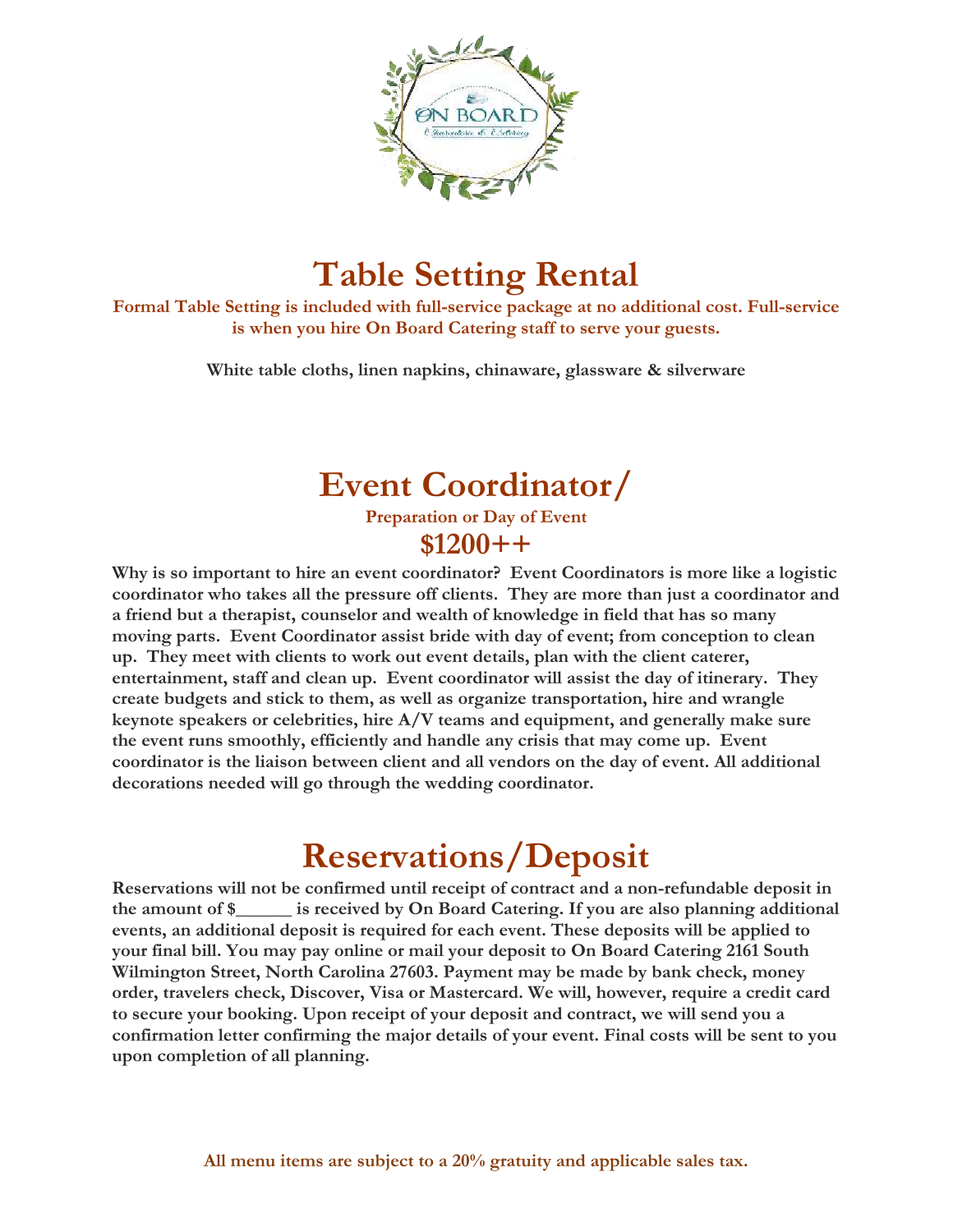# Table Setting Rental

**Formal Table Setting is included with full-service package at no additional cost. Full-service is when you hire On Board Catering staff to serve your guests.**

**White table cloths, linen napkins, chinaware, glassware & silverware**

# Event Coordinator/

**Preparation or Day of Event**

## $1200++

**Why is so important to hire an event coordinator? Event Coordinators is more like a logistic coordinator who takes all the pressure off clients. They are more than just a coordinator and a friend but a therapist, counselor and wealth of knowledge in field that has so many moving parts. Event Coordinator assist bride with day of event; from conception to clean up. They meet with clients to work out event details, plan with the client caterer, entertainment, staff and clean up. Event coordinator will assist the day of itinerary. They create budgets and stick to them, as well as organize transportation, hire and wrangle keynote speakers or celebrities, hire A/V teams and equipment, and generally make sure the event runs smoothly, efficiently and handle any crisis that may come up. Event coordinator is the liaison between client and all vendors on the day of event. All additional decorations needed will go through the wedding coordinator.**

# Reservations/Deposit

**Reservations will not be confirmed until receipt of contract and a non-refundable deposit in the amount of $______ is received by On Board Catering. If you are also planning additional events, an additional deposit is required for each event. These deposits will be applied to your final bill. You may pay online or mail your deposit to On Board Catering 2161 South Wilmington Street, North Carolina 27603. Payment may be made by bank check, money order, travelers check, Discover, Visa or Mastercard. We will, however, require a credit card to secure your booking. Upon receipt of your deposit and contract, we will send you a confirmation letter confirming the major details of your event. Final costs will be sent to you upon completion of all planning.**

**All menu items are subject to a 20% gratuity and applicable sales tax.**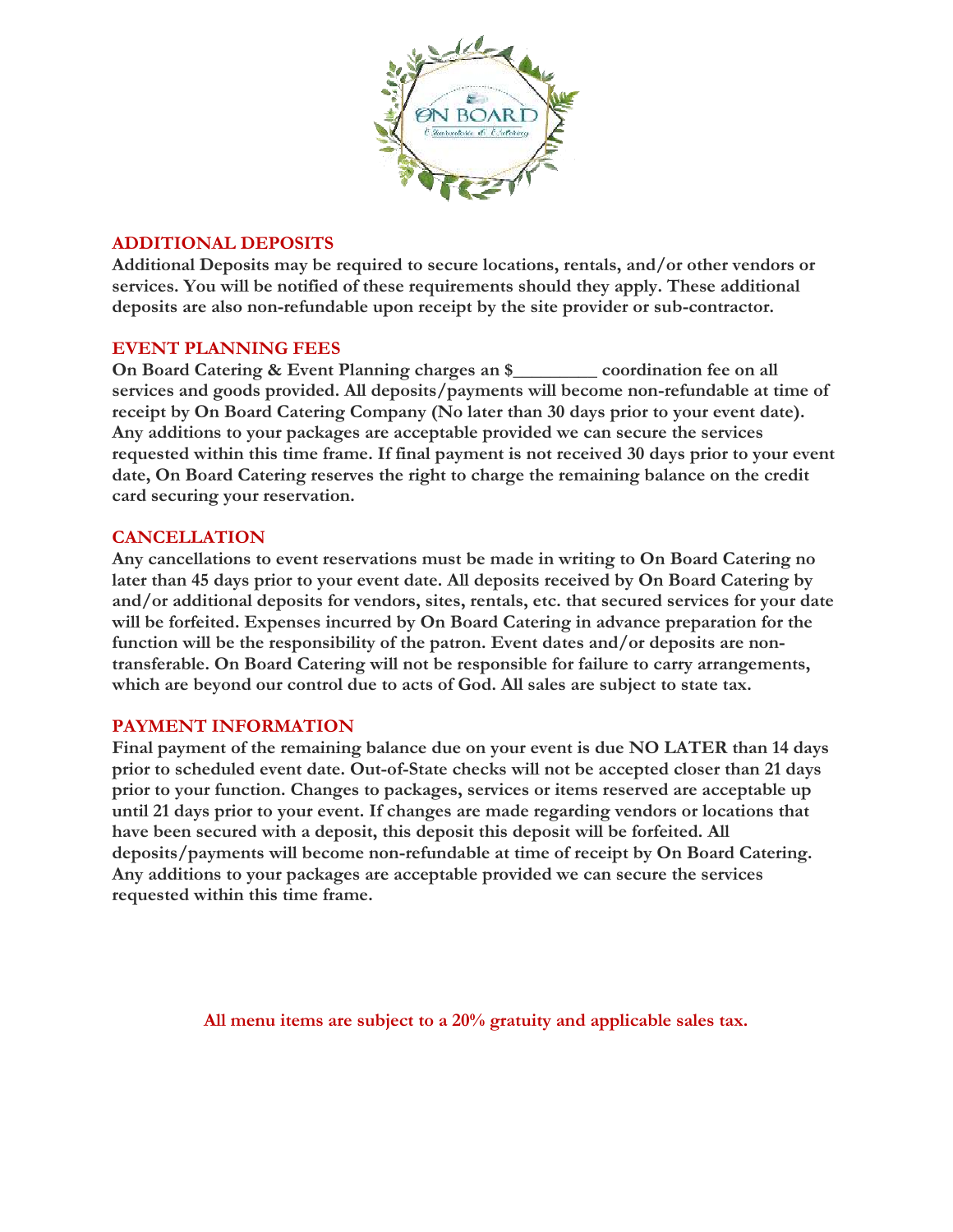## ADDITIONAL DEPOSITS

**Additional Deposits may be required to secure locations, rentals, and/or other vendors or services. You will be notified of these requirements should they apply. These additional deposits are also non-refundable upon receipt by the site provider or sub-contractor.**

## EVENT PLANNING FEES

**On Board Catering & Event Planning charges an $_________ coordination fee on all services and goods provided. All deposits/payments will become non-refundable at time of receipt by On Board Catering Company (No later than 30 days prior to your event date). Any additions to your packages are acceptable provided we can secure the services requested within this time frame. If final payment is not received 30 days prior to your event date, On Board Catering reserves the right to charge the remaining balance on the credit card securing your reservation.**

## CANCELLATION

**Any cancellations to event reservations must be made in writing to On Board Catering no later than 45 days prior to your event date. All deposits received by On Board Catering by and/or additional deposits for vendors, sites, rentals, etc. that secured services for your date will be forfeited. Expenses incurred by On Board Catering in advance preparation for the function will be the responsibility of the patron. Event dates and/or deposits are non-transferable. On Board Catering will not be responsible for failure to carry arrangements, which are beyond our control due to acts of God. All sales are subject to state tax.**

## PAYMENT INFORMATION

**Final payment of the remaining balance due on your event is due NO LATER than 14 days prior to scheduled event date. Out-of-State checks will not be accepted closer than 21 days prior to your function. Changes to packages, services or items reserved are acceptable up until 21 days prior to your event. If changes are made regarding vendors or locations that have been secured with a deposit, this deposit this deposit will be forfeited. All deposits/payments will become non-refundable at time of receipt by On Board Catering. Any additions to your packages are acceptable provided we can secure the services requested within this time frame.**

**All menu items are subject to a 20% gratuity and applicable sales tax.**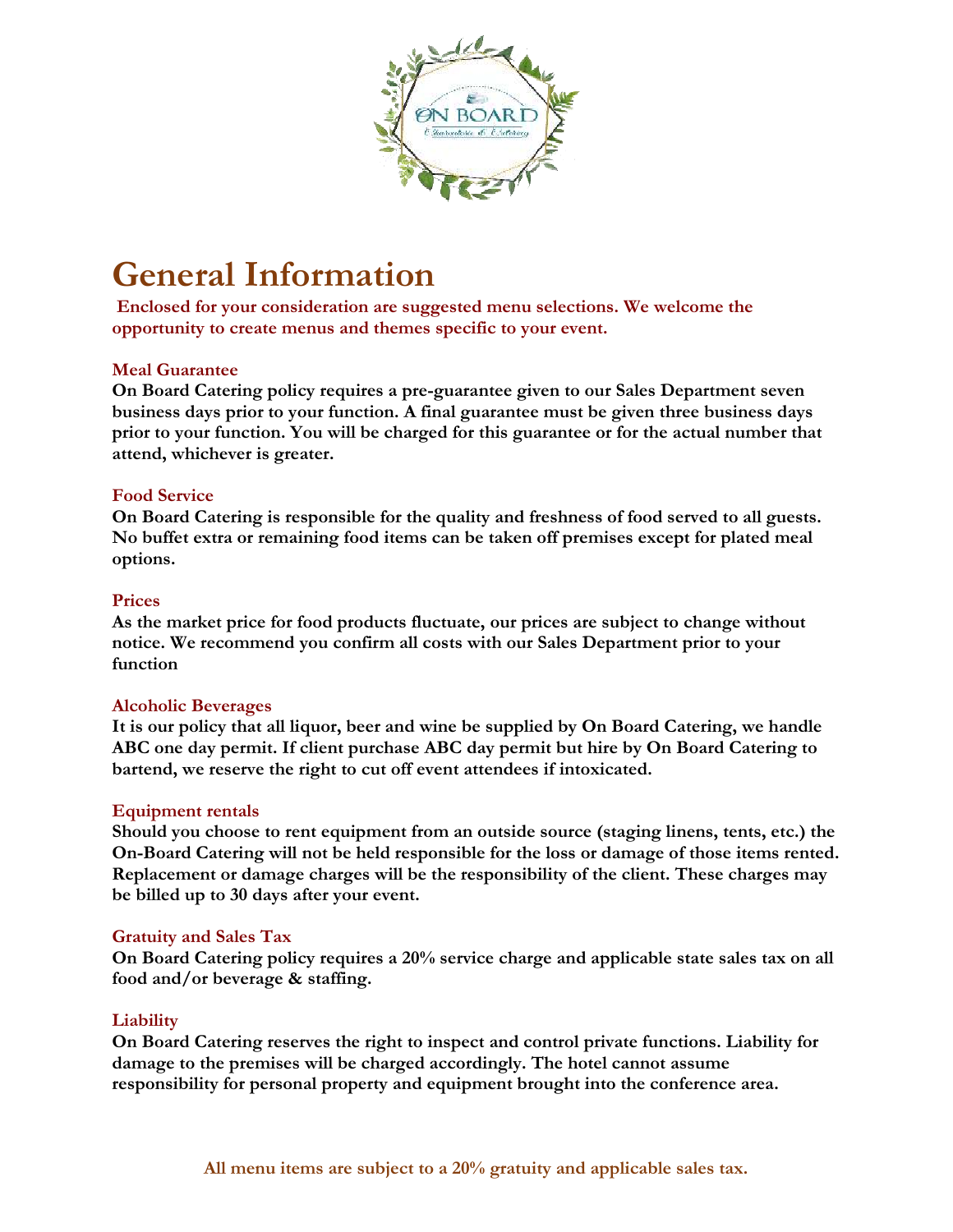# General Information

**Enclosed for your consideration are suggested menu selections. We welcome the opportunity to create menus and themes specific to your event.**

### Meal Guarantee

**On Board Catering policy requires a pre-guarantee given to our Sales Department seven business days prior to your function. A final guarantee must be given three business days prior to your function. You will be charged for this guarantee or for the actual number that attend, whichever is greater.**

### Food Service

**On Board Catering is responsible for the quality and freshness of food served to all guests. No buffet extra or remaining food items can be taken off premises except for plated meal options.**

### Prices

**As the market price for food products fluctuate, our prices are subject to change without notice. We recommend you confirm all costs with our Sales Department prior to your function**

### Alcoholic Beverages

**It is our policy that all liquor, beer and wine be supplied by On Board Catering, we handle ABC one day permit. If client purchase ABC day permit but hire by On Board Catering to bartend, we reserve the right to cut off event attendees if intoxicated.**

### Equipment rentals

**Should you choose to rent equipment from an outside source (staging linens, tents, etc.) the On-Board Catering will not be held responsible for the loss or damage of those items rented. Replacement or damage charges will be the responsibility of the client. These charges may be billed up to 30 days after your event.**

### Gratuity and Sales Tax

**On Board Catering policy requires a 20% service charge and applicable state sales tax on all food and/or beverage & staffing.**

### Liability

**On Board Catering reserves the right to inspect and control private functions. Liability for damage to the premises will be charged accordingly. The hotel cannot assume responsibility for personal property and equipment brought into the conference area.**

**All menu items are subject to a 20% gratuity and applicable sales tax.**